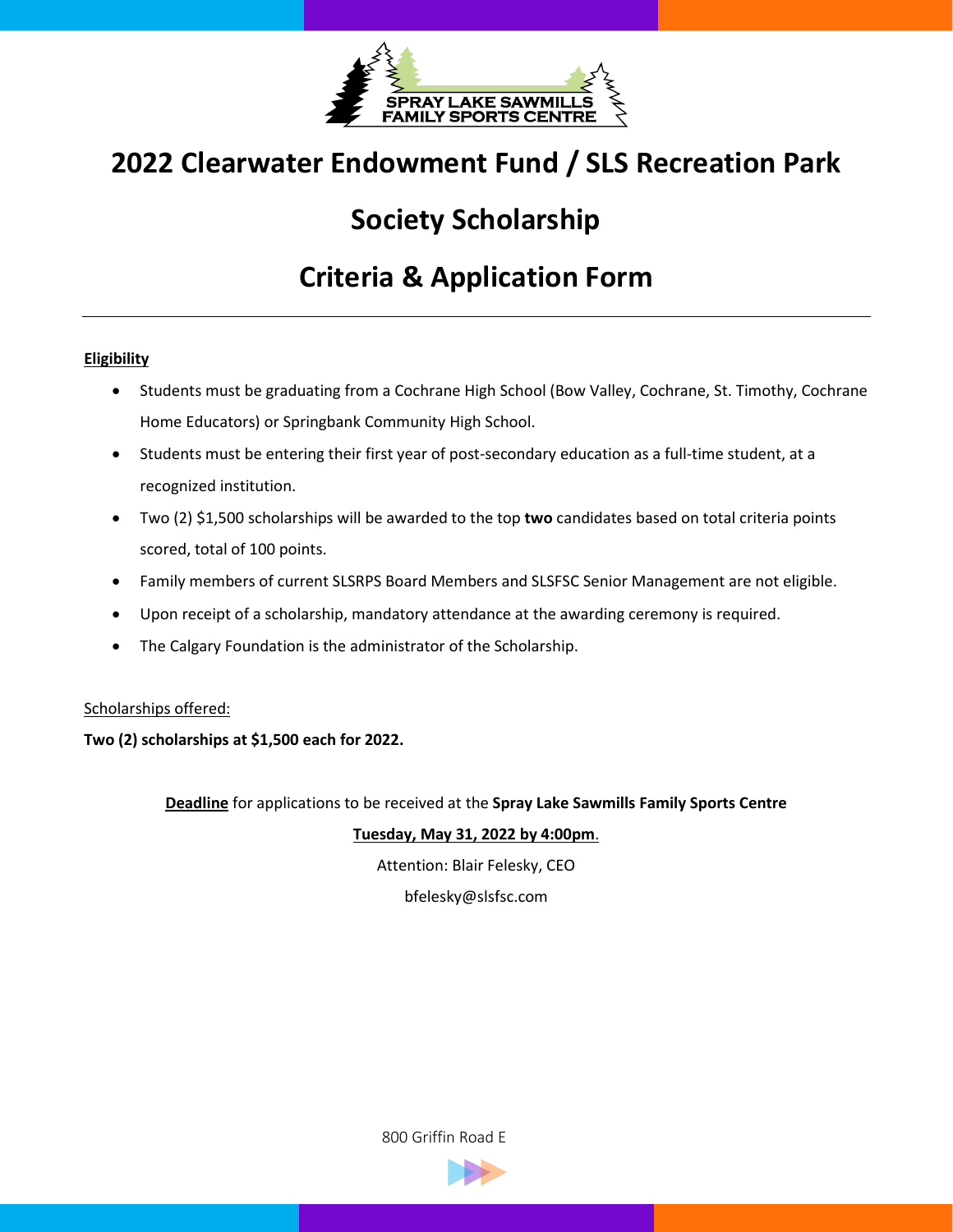SPRAY LAKE SAWMILLS FAMILY SPORTS CENTRE

# 2022 Clearwater Endowment Fund / SLS Recreation Park Society Scholarship

# Criteria & Application Form

---

**Eligibility**

- Students must be graduating from a Cochrane High School (Bow Valley, Cochrane, St. Timothy, Cochrane Home Educators) or Springbank Community High School.
- Students must be entering their first year of post-secondary education as a full-time student, at a recognized institution.
- Two (2) $1,500 scholarships will be awarded to the top **two** candidates based on total criteria points scored, total of 100 points.
- Family members of current SLSRPS Board Members and SLSFSC Senior Management are not eligible.
- Upon receipt of a scholarship, mandatory attendance at the awarding ceremony is required.
- The Calgary Foundation is the administrator of the Scholarship.

Scholarships offered:

**Two (2) scholarships at $1,500 each for 2022.**

**Deadline** for applications to be received at the **Spray Lake Sawmills Family Sports Centre**

**Tuesday, May 31, 2022 by 4:00pm**.

Attention: Blair Felesky, CEO

bfelesky@slsfsc.com

800 Griffin Road E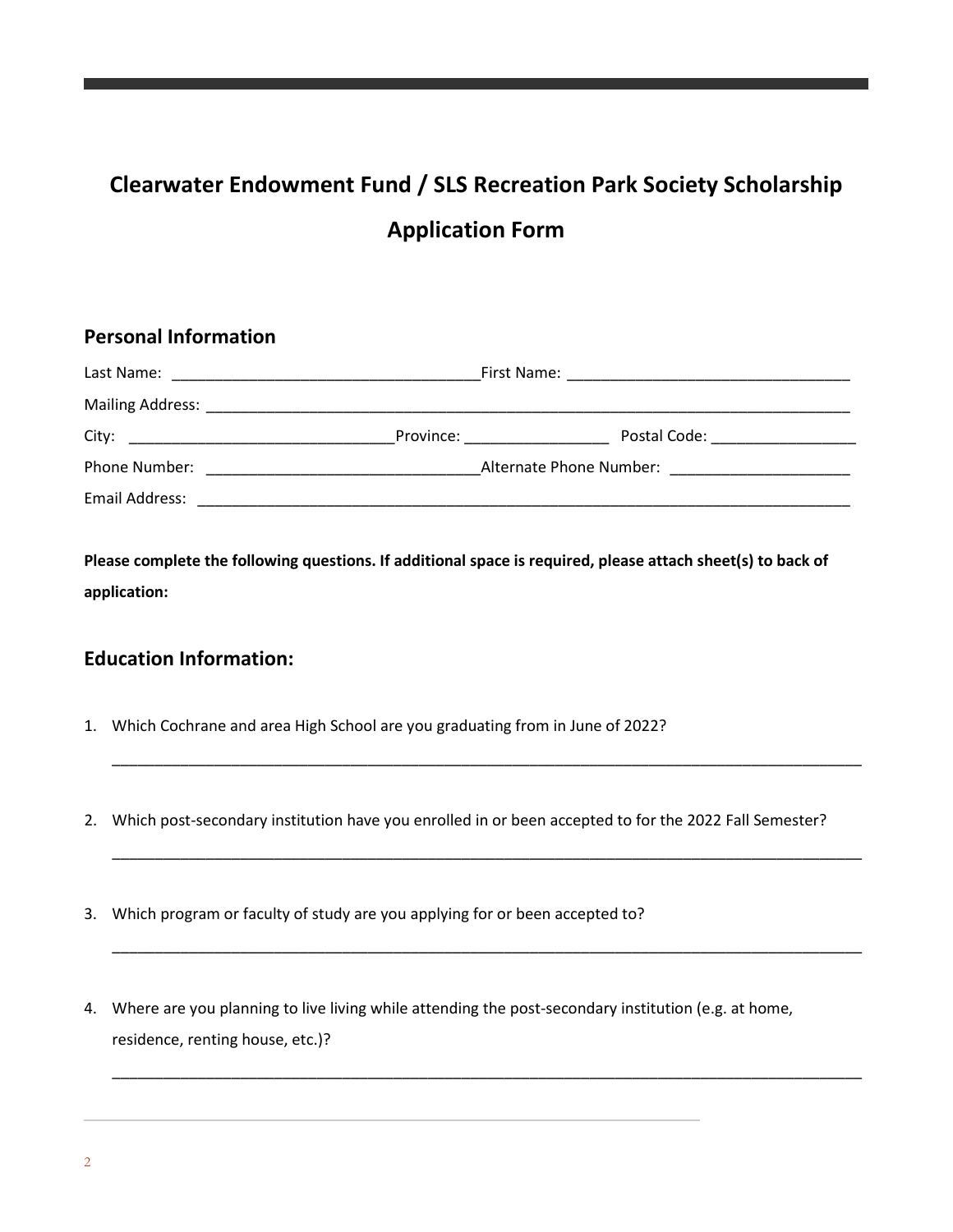# Clearwater Endowment Fund / SLS Recreation Park Society Scholarship Application Form

## Personal Information

Last Name: ____________________________________ First Name: _________________________________

Mailing Address: ______________________________________________________________________________

City: _______________________________ Province: ________________ Postal Code: _________________

Phone Number: ________________________________ Alternate Phone Number: _____________________

Email Address: ________________________________________________________________________________

**Please complete the following questions. If additional space is required, please attach sheet(s) to back of application:**

## Education Information:

1. Which Cochrane and area High School are you graduating from in June of 2022?

   ___________________________________________________________________________________________

2. Which post-secondary institution have you enrolled in or been accepted to for the 2022 Fall Semester?

   ___________________________________________________________________________________________

3. Which program or faculty of study are you applying for or been accepted to?

   ___________________________________________________________________________________________

4. Where are you planning to live living while attending the post-secondary institution (e.g. at home, residence, renting house, etc.)?

   ___________________________________________________________________________________________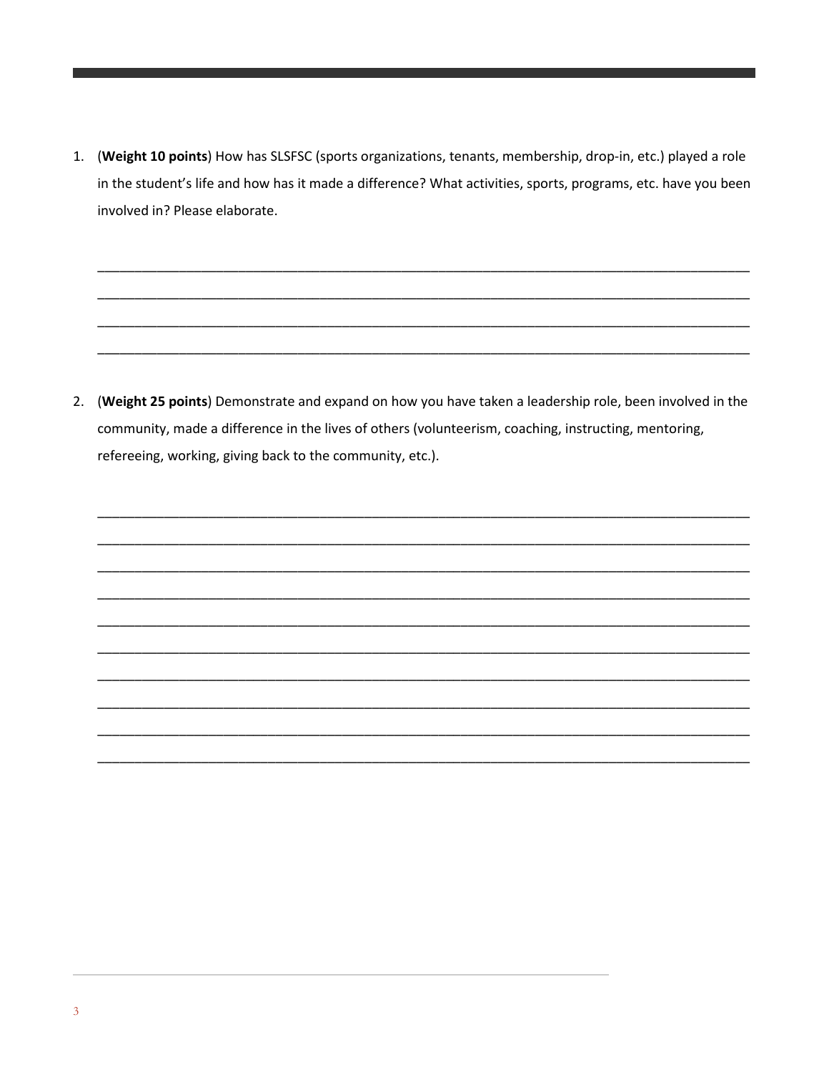1. (**Weight 10 points**) How has SLSFSC (sports organizations, tenants, membership, drop-in, etc.) played a role in the student's life and how has it made a difference? What activities, sports, programs, etc. have you been involved in? Please elaborate.

____________________________________________________________________________________

____________________________________________________________________________________

____________________________________________________________________________________

____________________________________________________________________________________

2. (**Weight 25 points**) Demonstrate and expand on how you have taken a leadership role, been involved in the community, made a difference in the lives of others (volunteerism, coaching, instructing, mentoring, refereeing, working, giving back to the community, etc.).

____________________________________________________________________________________

____________________________________________________________________________________

____________________________________________________________________________________

____________________________________________________________________________________

____________________________________________________________________________________

____________________________________________________________________________________

____________________________________________________________________________________

____________________________________________________________________________________

____________________________________________________________________________________

____________________________________________________________________________________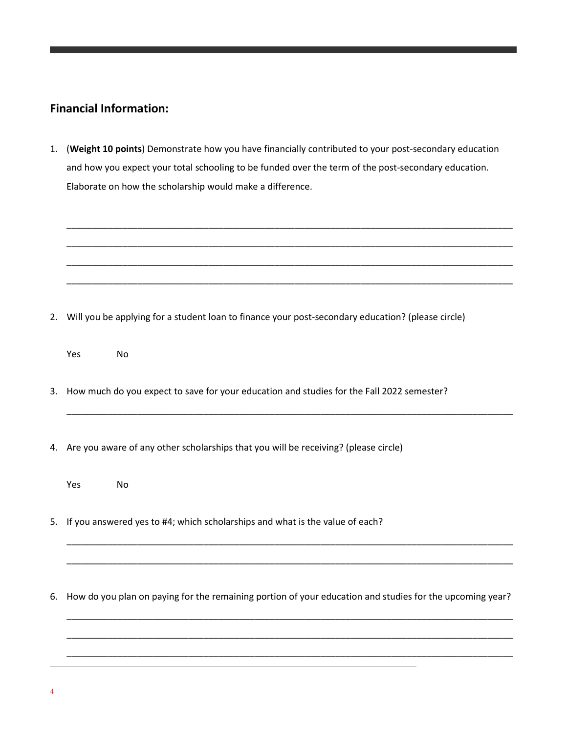## Financial Information:

1. (**Weight 10 points**) Demonstrate how you have financially contributed to your post-secondary education and how you expect your total schooling to be funded over the term of the post-secondary education. Elaborate on how the scholarship would make a difference.

   ______________________________________________________________________________________

   ______________________________________________________________________________________

   ______________________________________________________________________________________

   ______________________________________________________________________________________

2. Will you be applying for a student loan to finance your post-secondary education? (please circle)

   Yes    No

3. How much do you expect to save for your education and studies for the Fall 2022 semester?

   ______________________________________________________________________________________

4. Are you aware of any other scholarships that you will be receiving? (please circle)

   Yes    No

5. If you answered yes to #4; which scholarships and what is the value of each?

   ______________________________________________________________________________________

   ______________________________________________________________________________________

6. How do you plan on paying for the remaining portion of your education and studies for the upcoming year?

   ______________________________________________________________________________________

   ______________________________________________________________________________________

   ______________________________________________________________________________________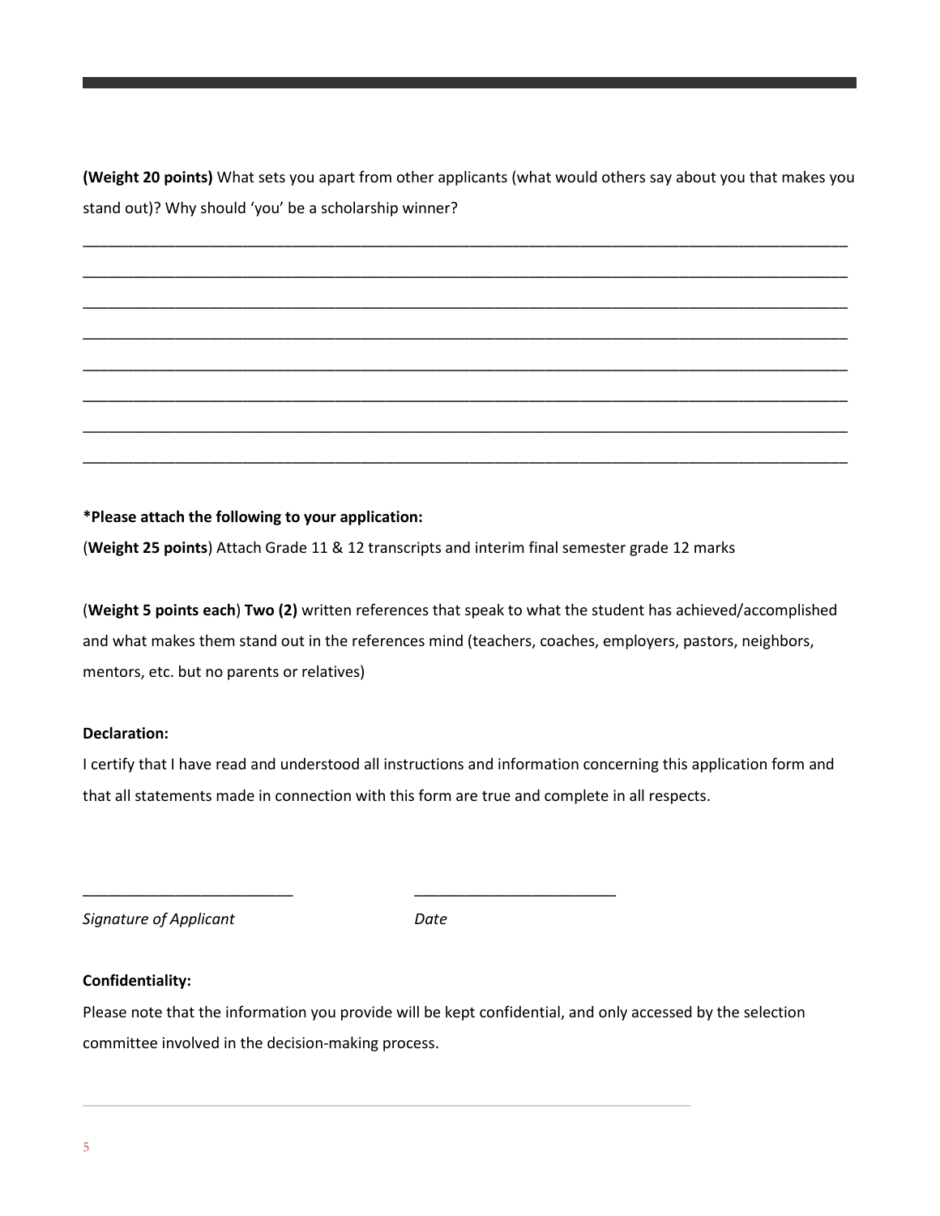**(Weight 20 points)** What sets you apart from other applicants (what would others say about you that makes you stand out)? Why should 'you' be a scholarship winner?

_______________________________________________________________________________________________

_______________________________________________________________________________________________

_______________________________________________________________________________________________

_______________________________________________________________________________________________

_______________________________________________________________________________________________

_______________________________________________________________________________________________

_______________________________________________________________________________________________

_______________________________________________________________________________________________

**\*Please attach the following to your application:**

(**Weight 25 points**) Attach Grade 11 & 12 transcripts and interim final semester grade 12 marks

(**Weight 5 points each**) **Two (2)** written references that speak to what the student has achieved/accomplished and what makes them stand out in the references mind (teachers, coaches, employers, pastors, neighbors, mentors, etc. but no parents or relatives)

**Declaration:**

I certify that I have read and understood all instructions and information concerning this application form and that all statements made in connection with this form are true and complete in all respects.

_________________________ _________________________

*Signature of Applicant* *Date*

**Confidentiality:**

Please note that the information you provide will be kept confidential, and only accessed by the selection committee involved in the decision-making process.